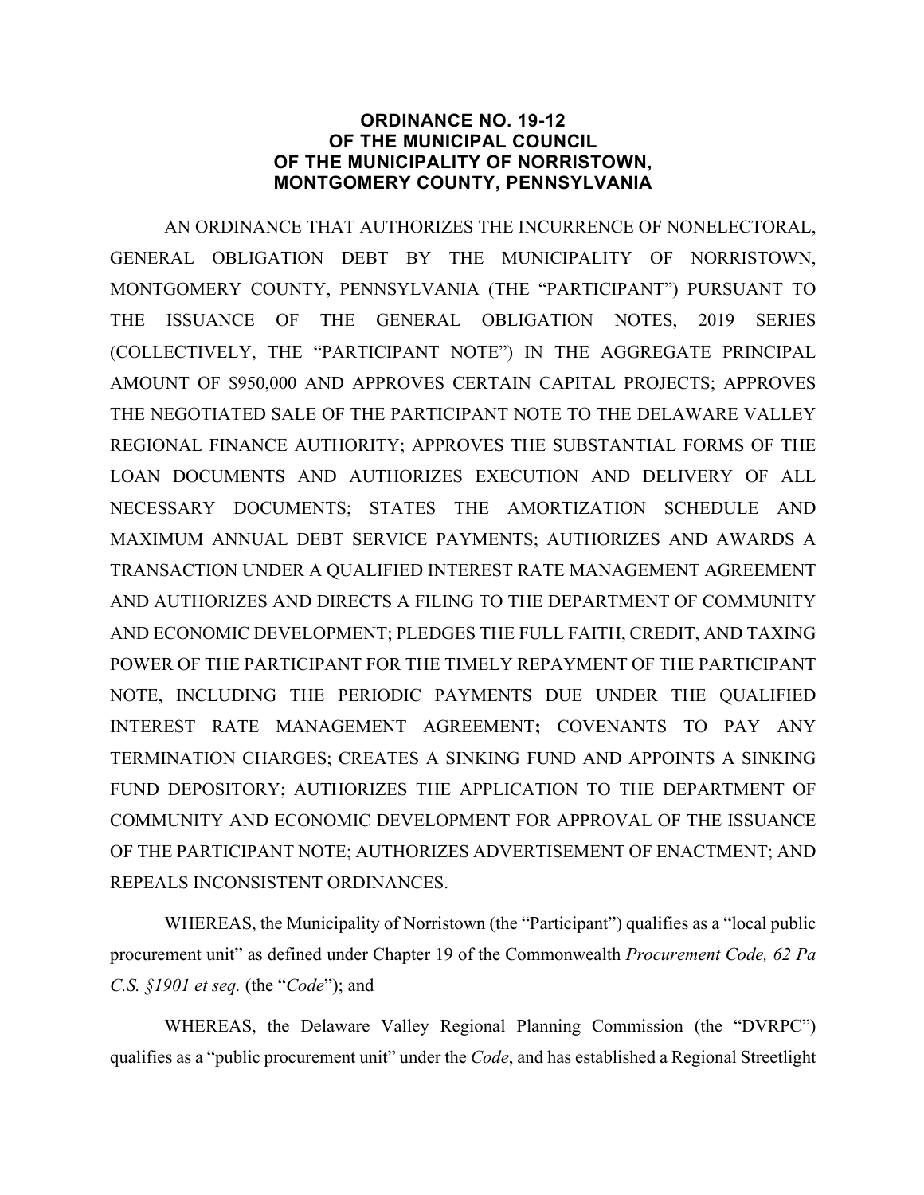# ORDINANCE NO. 19-12
# OF THE MUNICIPAL COUNCIL
# OF THE MUNICIPALITY OF NORRISTOWN,
# MONTGOMERY COUNTY, PENNSYLVANIA

AN ORDINANCE THAT AUTHORIZES THE INCURRENCE OF NONELECTORAL, GENERAL OBLIGATION DEBT BY THE MUNICIPALITY OF NORRISTOWN, MONTGOMERY COUNTY, PENNSYLVANIA (THE "PARTICIPANT") PURSUANT TO THE ISSUANCE OF THE GENERAL OBLIGATION NOTES, 2019 SERIES (COLLECTIVELY, THE "PARTICIPANT NOTE") IN THE AGGREGATE PRINCIPAL AMOUNT OF $950,000 AND APPROVES CERTAIN CAPITAL PROJECTS; APPROVES THE NEGOTIATED SALE OF THE PARTICIPANT NOTE TO THE DELAWARE VALLEY REGIONAL FINANCE AUTHORITY; APPROVES THE SUBSTANTIAL FORMS OF THE LOAN DOCUMENTS AND AUTHORIZES EXECUTION AND DELIVERY OF ALL NECESSARY DOCUMENTS; STATES THE AMORTIZATION SCHEDULE AND MAXIMUM ANNUAL DEBT SERVICE PAYMENTS; AUTHORIZES AND AWARDS A TRANSACTION UNDER A QUALIFIED INTEREST RATE MANAGEMENT AGREEMENT AND AUTHORIZES AND DIRECTS A FILING TO THE DEPARTMENT OF COMMUNITY AND ECONOMIC DEVELOPMENT; PLEDGES THE FULL FAITH, CREDIT, AND TAXING POWER OF THE PARTICIPANT FOR THE TIMELY REPAYMENT OF THE PARTICIPANT NOTE, INCLUDING THE PERIODIC PAYMENTS DUE UNDER THE QUALIFIED INTEREST RATE MANAGEMENT AGREEMENT**;** COVENANTS TO PAY ANY TERMINATION CHARGES; CREATES A SINKING FUND AND APPOINTS A SINKING FUND DEPOSITORY; AUTHORIZES THE APPLICATION TO THE DEPARTMENT OF COMMUNITY AND ECONOMIC DEVELOPMENT FOR APPROVAL OF THE ISSUANCE OF THE PARTICIPANT NOTE; AUTHORIZES ADVERTISEMENT OF ENACTMENT; AND REPEALS INCONSISTENT ORDINANCES.

WHEREAS, the Municipality of Norristown (the "Participant") qualifies as a "local public procurement unit" as defined under Chapter 19 of the Commonwealth *Procurement Code, 62 Pa C.S. §1901 et seq.* (the "*Code*"); and

WHEREAS, the Delaware Valley Regional Planning Commission (the "DVRPC") qualifies as a "public procurement unit" under the *Code*, and has established a Regional Streetlight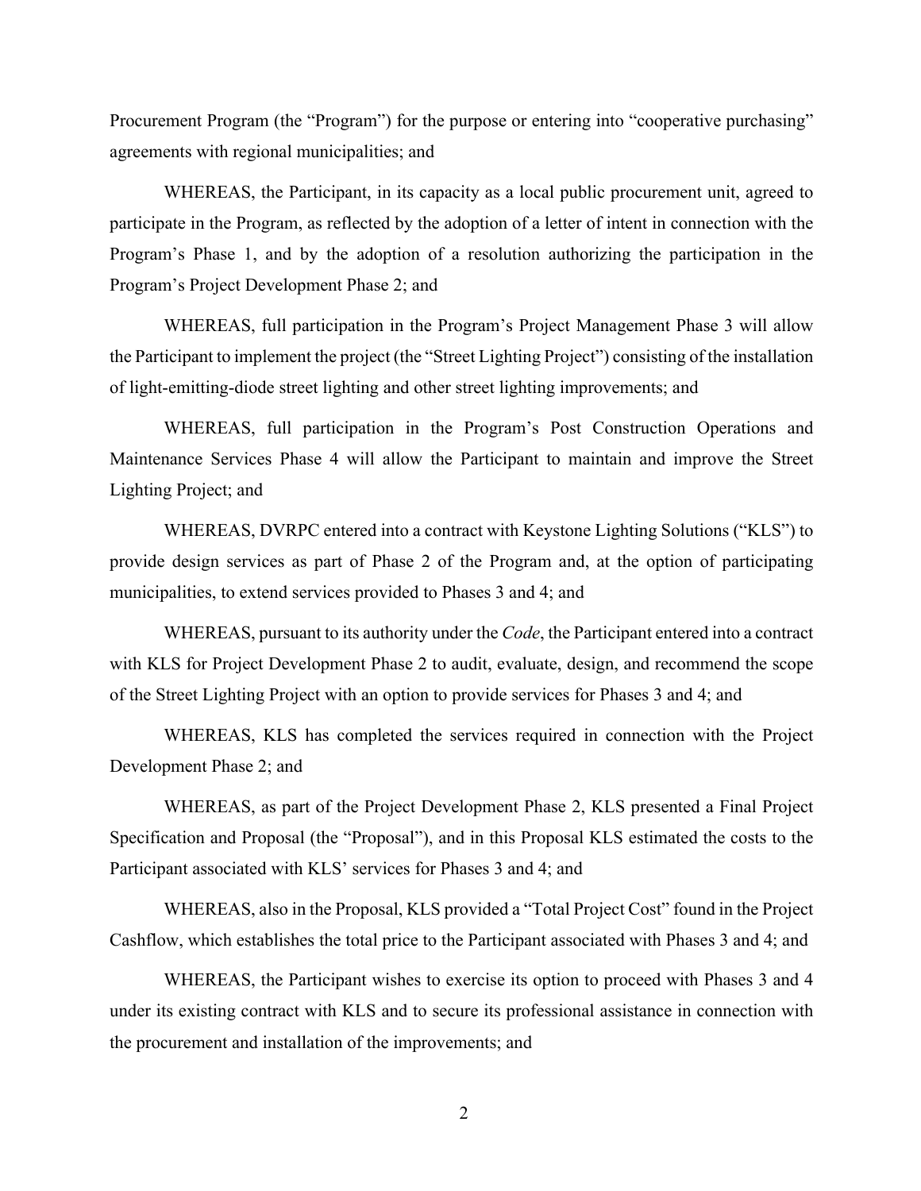Procurement Program (the "Program") for the purpose or entering into "cooperative purchasing" agreements with regional municipalities; and

WHEREAS, the Participant, in its capacity as a local public procurement unit, agreed to participate in the Program, as reflected by the adoption of a letter of intent in connection with the Program's Phase 1, and by the adoption of a resolution authorizing the participation in the Program's Project Development Phase 2; and

WHEREAS, full participation in the Program's Project Management Phase 3 will allow the Participant to implement the project (the "Street Lighting Project") consisting of the installation of light-emitting-diode street lighting and other street lighting improvements; and

WHEREAS, full participation in the Program's Post Construction Operations and Maintenance Services Phase 4 will allow the Participant to maintain and improve the Street Lighting Project; and

WHEREAS, DVRPC entered into a contract with Keystone Lighting Solutions ("KLS") to provide design services as part of Phase 2 of the Program and, at the option of participating municipalities, to extend services provided to Phases 3 and 4; and

WHEREAS, pursuant to its authority under the *Code*, the Participant entered into a contract with KLS for Project Development Phase 2 to audit, evaluate, design, and recommend the scope of the Street Lighting Project with an option to provide services for Phases 3 and 4; and

WHEREAS, KLS has completed the services required in connection with the Project Development Phase 2; and

WHEREAS, as part of the Project Development Phase 2, KLS presented a Final Project Specification and Proposal (the "Proposal"), and in this Proposal KLS estimated the costs to the Participant associated with KLS' services for Phases 3 and 4; and

WHEREAS, also in the Proposal, KLS provided a "Total Project Cost" found in the Project Cashflow, which establishes the total price to the Participant associated with Phases 3 and 4; and

WHEREAS, the Participant wishes to exercise its option to proceed with Phases 3 and 4 under its existing contract with KLS and to secure its professional assistance in connection with the procurement and installation of the improvements; and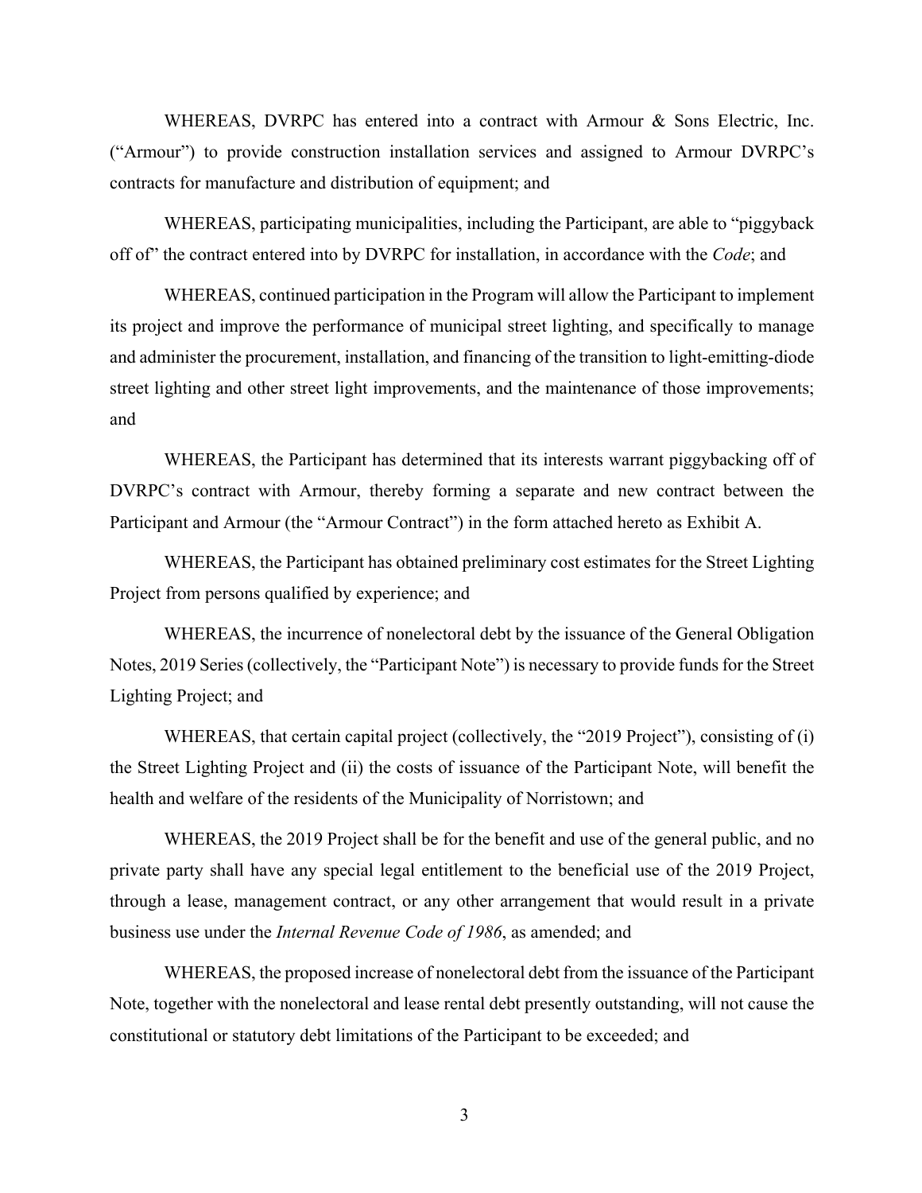WHEREAS, DVRPC has entered into a contract with Armour & Sons Electric, Inc. ("Armour") to provide construction installation services and assigned to Armour DVRPC's contracts for manufacture and distribution of equipment; and

WHEREAS, participating municipalities, including the Participant, are able to "piggyback off of" the contract entered into by DVRPC for installation, in accordance with the *Code*; and

WHEREAS, continued participation in the Program will allow the Participant to implement its project and improve the performance of municipal street lighting, and specifically to manage and administer the procurement, installation, and financing of the transition to light-emitting-diode street lighting and other street light improvements, and the maintenance of those improvements; and

WHEREAS, the Participant has determined that its interests warrant piggybacking off of DVRPC's contract with Armour, thereby forming a separate and new contract between the Participant and Armour (the "Armour Contract") in the form attached hereto as Exhibit A.

WHEREAS, the Participant has obtained preliminary cost estimates for the Street Lighting Project from persons qualified by experience; and

WHEREAS, the incurrence of nonelectoral debt by the issuance of the General Obligation Notes, 2019 Series (collectively, the "Participant Note") is necessary to provide funds for the Street Lighting Project; and

WHEREAS, that certain capital project (collectively, the "2019 Project"), consisting of (i) the Street Lighting Project and (ii) the costs of issuance of the Participant Note, will benefit the health and welfare of the residents of the Municipality of Norristown; and

WHEREAS, the 2019 Project shall be for the benefit and use of the general public, and no private party shall have any special legal entitlement to the beneficial use of the 2019 Project, through a lease, management contract, or any other arrangement that would result in a private business use under the *Internal Revenue Code of 1986*, as amended; and

WHEREAS, the proposed increase of nonelectoral debt from the issuance of the Participant Note, together with the nonelectoral and lease rental debt presently outstanding, will not cause the constitutional or statutory debt limitations of the Participant to be exceeded; and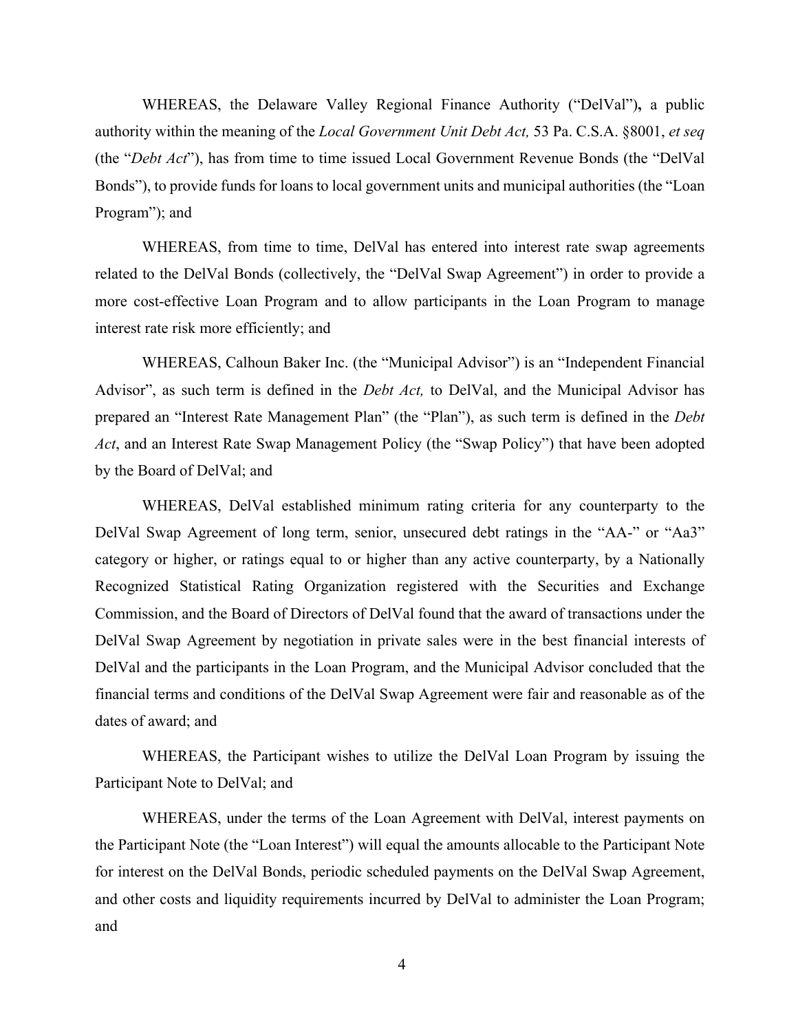WHEREAS, the Delaware Valley Regional Finance Authority ("DelVal")**,** a public authority within the meaning of the *Local Government Unit Debt Act,* 53 Pa. C.S.A. §8001, *et seq* (the "*Debt Act*"), has from time to time issued Local Government Revenue Bonds (the "DelVal Bonds"), to provide funds for loans to local government units and municipal authorities (the "Loan Program"); and

WHEREAS, from time to time, DelVal has entered into interest rate swap agreements related to the DelVal Bonds (collectively, the "DelVal Swap Agreement") in order to provide a more cost-effective Loan Program and to allow participants in the Loan Program to manage interest rate risk more efficiently; and

WHEREAS, Calhoun Baker Inc. (the "Municipal Advisor") is an "Independent Financial Advisor", as such term is defined in the *Debt Act,* to DelVal, and the Municipal Advisor has prepared an "Interest Rate Management Plan" (the "Plan"), as such term is defined in the *Debt Act*, and an Interest Rate Swap Management Policy (the "Swap Policy") that have been adopted by the Board of DelVal; and

WHEREAS, DelVal established minimum rating criteria for any counterparty to the DelVal Swap Agreement of long term, senior, unsecured debt ratings in the "AA-" or "Aa3" category or higher, or ratings equal to or higher than any active counterparty, by a Nationally Recognized Statistical Rating Organization registered with the Securities and Exchange Commission, and the Board of Directors of DelVal found that the award of transactions under the DelVal Swap Agreement by negotiation in private sales were in the best financial interests of DelVal and the participants in the Loan Program, and the Municipal Advisor concluded that the financial terms and conditions of the DelVal Swap Agreement were fair and reasonable as of the dates of award; and

WHEREAS, the Participant wishes to utilize the DelVal Loan Program by issuing the Participant Note to DelVal; and

WHEREAS, under the terms of the Loan Agreement with DelVal, interest payments on the Participant Note (the "Loan Interest") will equal the amounts allocable to the Participant Note for interest on the DelVal Bonds, periodic scheduled payments on the DelVal Swap Agreement, and other costs and liquidity requirements incurred by DelVal to administer the Loan Program; and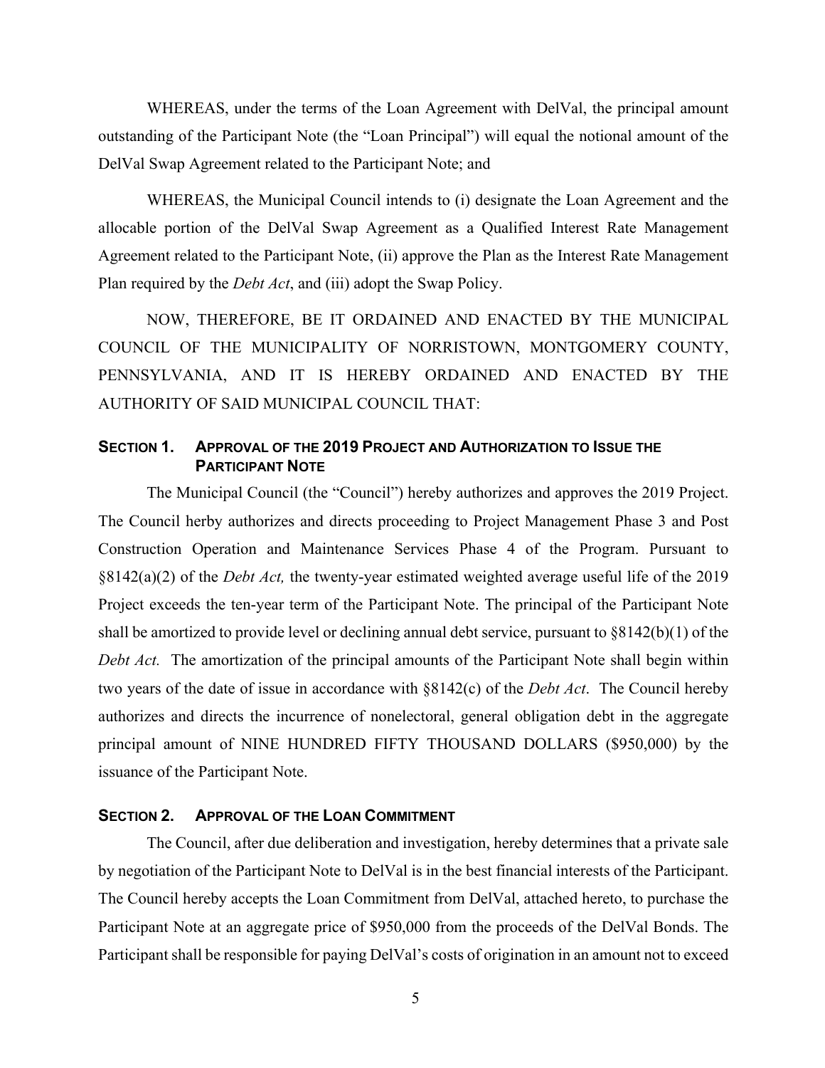WHEREAS, under the terms of the Loan Agreement with DelVal, the principal amount outstanding of the Participant Note (the "Loan Principal") will equal the notional amount of the DelVal Swap Agreement related to the Participant Note; and

WHEREAS, the Municipal Council intends to (i) designate the Loan Agreement and the allocable portion of the DelVal Swap Agreement as a Qualified Interest Rate Management Agreement related to the Participant Note, (ii) approve the Plan as the Interest Rate Management Plan required by the *Debt Act*, and (iii) adopt the Swap Policy.

NOW, THEREFORE, BE IT ORDAINED AND ENACTED BY THE MUNICIPAL COUNCIL OF THE MUNICIPALITY OF NORRISTOWN, MONTGOMERY COUNTY, PENNSYLVANIA, AND IT IS HEREBY ORDAINED AND ENACTED BY THE AUTHORITY OF SAID MUNICIPAL COUNCIL THAT:

## SECTION 1. APPROVAL OF THE 2019 PROJECT AND AUTHORIZATION TO ISSUE THE PARTICIPANT NOTE

The Municipal Council (the "Council") hereby authorizes and approves the 2019 Project. The Council herby authorizes and directs proceeding to Project Management Phase 3 and Post Construction Operation and Maintenance Services Phase 4 of the Program. Pursuant to §8142(a)(2) of the *Debt Act,* the twenty-year estimated weighted average useful life of the 2019 Project exceeds the ten-year term of the Participant Note. The principal of the Participant Note shall be amortized to provide level or declining annual debt service, pursuant to §8142(b)(1) of the *Debt Act.* The amortization of the principal amounts of the Participant Note shall begin within two years of the date of issue in accordance with §8142(c) of the *Debt Act*. The Council hereby authorizes and directs the incurrence of nonelectoral, general obligation debt in the aggregate principal amount of NINE HUNDRED FIFTY THOUSAND DOLLARS ($950,000) by the issuance of the Participant Note.

## SECTION 2. APPROVAL OF THE LOAN COMMITMENT

The Council, after due deliberation and investigation, hereby determines that a private sale by negotiation of the Participant Note to DelVal is in the best financial interests of the Participant. The Council hereby accepts the Loan Commitment from DelVal, attached hereto, to purchase the Participant Note at an aggregate price of $950,000 from the proceeds of the DelVal Bonds. The Participant shall be responsible for paying DelVal's costs of origination in an amount not to exceed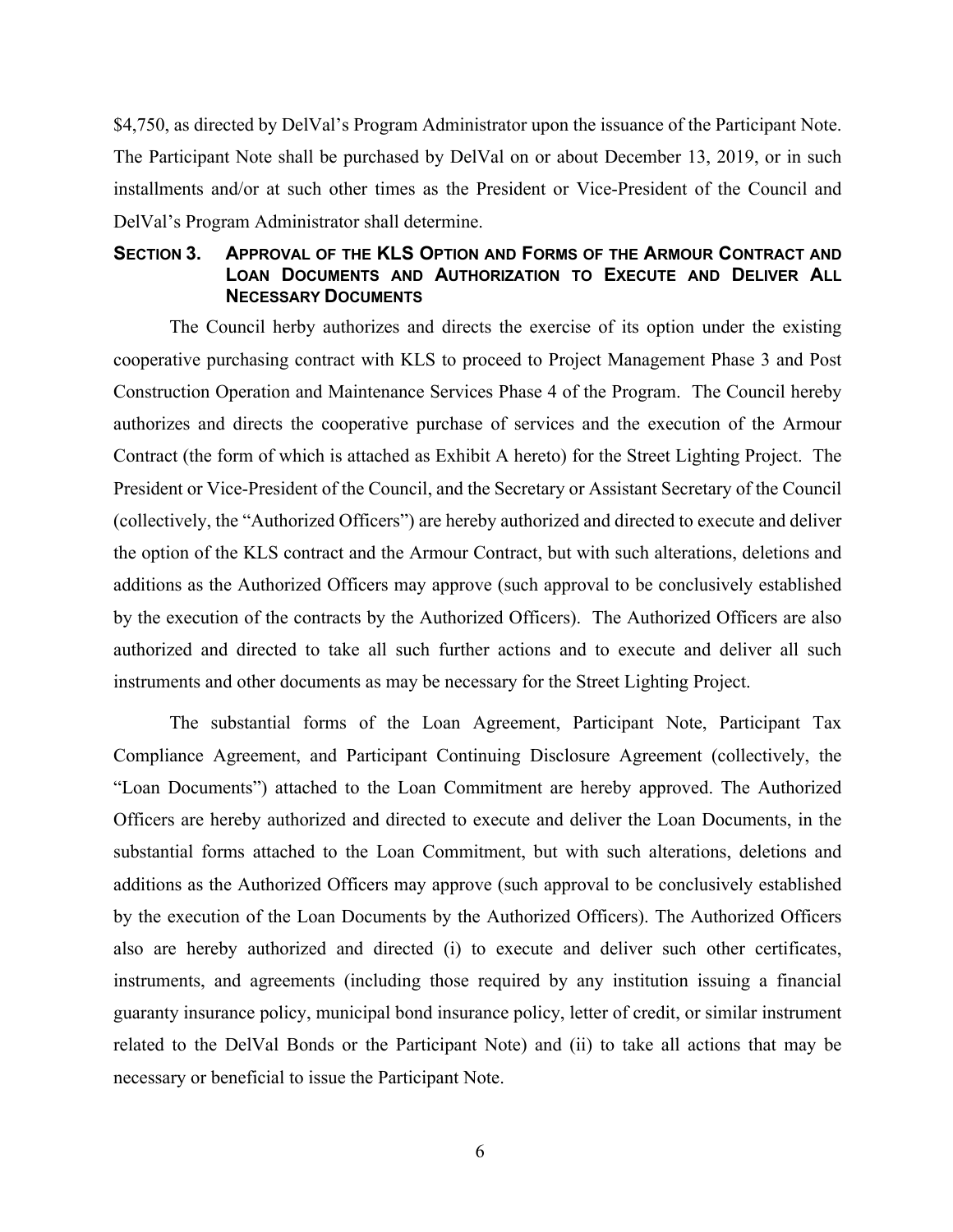$4,750, as directed by DelVal's Program Administrator upon the issuance of the Participant Note. The Participant Note shall be purchased by DelVal on or about December 13, 2019, or in such installments and/or at such other times as the President or Vice-President of the Council and DelVal's Program Administrator shall determine.

## SECTION 3. APPROVAL OF THE KLS OPTION AND FORMS OF THE ARMOUR CONTRACT AND LOAN DOCUMENTS AND AUTHORIZATION TO EXECUTE AND DELIVER ALL NECESSARY DOCUMENTS

The Council herby authorizes and directs the exercise of its option under the existing cooperative purchasing contract with KLS to proceed to Project Management Phase 3 and Post Construction Operation and Maintenance Services Phase 4 of the Program. The Council hereby authorizes and directs the cooperative purchase of services and the execution of the Armour Contract (the form of which is attached as Exhibit A hereto) for the Street Lighting Project. The President or Vice-President of the Council, and the Secretary or Assistant Secretary of the Council (collectively, the "Authorized Officers") are hereby authorized and directed to execute and deliver the option of the KLS contract and the Armour Contract, but with such alterations, deletions and additions as the Authorized Officers may approve (such approval to be conclusively established by the execution of the contracts by the Authorized Officers). The Authorized Officers are also authorized and directed to take all such further actions and to execute and deliver all such instruments and other documents as may be necessary for the Street Lighting Project.

The substantial forms of the Loan Agreement, Participant Note, Participant Tax Compliance Agreement, and Participant Continuing Disclosure Agreement (collectively, the "Loan Documents") attached to the Loan Commitment are hereby approved. The Authorized Officers are hereby authorized and directed to execute and deliver the Loan Documents, in the substantial forms attached to the Loan Commitment, but with such alterations, deletions and additions as the Authorized Officers may approve (such approval to be conclusively established by the execution of the Loan Documents by the Authorized Officers). The Authorized Officers also are hereby authorized and directed (i) to execute and deliver such other certificates, instruments, and agreements (including those required by any institution issuing a financial guaranty insurance policy, municipal bond insurance policy, letter of credit, or similar instrument related to the DelVal Bonds or the Participant Note) and (ii) to take all actions that may be necessary or beneficial to issue the Participant Note.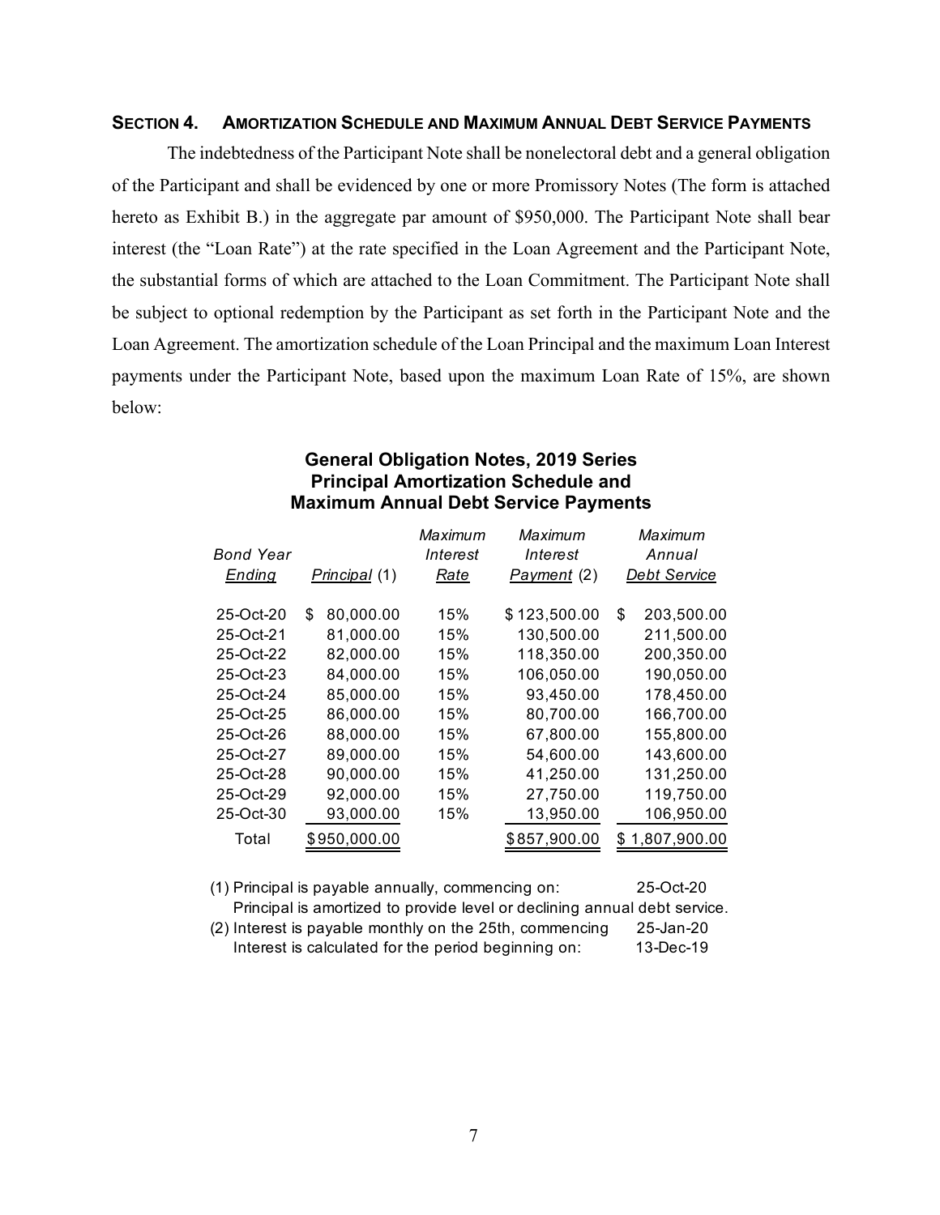## SECTION 4. AMORTIZATION SCHEDULE AND MAXIMUM ANNUAL DEBT SERVICE PAYMENTS

The indebtedness of the Participant Note shall be nonelectoral debt and a general obligation of the Participant and shall be evidenced by one or more Promissory Notes (The form is attached hereto as Exhibit B.) in the aggregate par amount of $950,000. The Participant Note shall bear interest (the "Loan Rate") at the rate specified in the Loan Agreement and the Participant Note, the substantial forms of which are attached to the Loan Commitment. The Participant Note shall be subject to optional redemption by the Participant as set forth in the Participant Note and the Loan Agreement. The amortization schedule of the Loan Principal and the maximum Loan Interest payments under the Participant Note, based upon the maximum Loan Rate of 15%, are shown below:

### General Obligation Notes, 2019 Series
### Principal Amortization Schedule and
### Maximum Annual Debt Service Payments

| *Bond Year Ending* | *Principal* (1) | *Maximum Interest Rate* | *Maximum Interest Payment* (2) | *Maximum Annual Debt Service* |
|---|---|---|---|---|
| 25-Oct-20 | $ 80,000.00 | 15% | $ 123,500.00 | $ 203,500.00 |
| 25-Oct-21 | 81,000.00 | 15% | 130,500.00 | 211,500.00 |
| 25-Oct-22 | 82,000.00 | 15% | 118,350.00 | 200,350.00 |
| 25-Oct-23 | 84,000.00 | 15% | 106,050.00 | 190,050.00 |
| 25-Oct-24 | 85,000.00 | 15% | 93,450.00 | 178,450.00 |
| 25-Oct-25 | 86,000.00 | 15% | 80,700.00 | 166,700.00 |
| 25-Oct-26 | 88,000.00 | 15% | 67,800.00 | 155,800.00 |
| 25-Oct-27 | 89,000.00 | 15% | 54,600.00 | 143,600.00 |
| 25-Oct-28 | 90,000.00 | 15% | 41,250.00 | 131,250.00 |
| 25-Oct-29 | 92,000.00 | 15% | 27,750.00 | 119,750.00 |
| 25-Oct-30 | 93,000.00 | 15% | 13,950.00 | 106,950.00 |
| Total | $ 950,000.00 | | $ 857,900.00 | $ 1,807,900.00 |

(1) Principal is payable annually, commencing on: 25-Oct-20
Principal is amortized to provide level or declining annual debt service.

(2) Interest is payable monthly on the 25th, commencing 25-Jan-20
Interest is calculated for the period beginning on: 13-Dec-19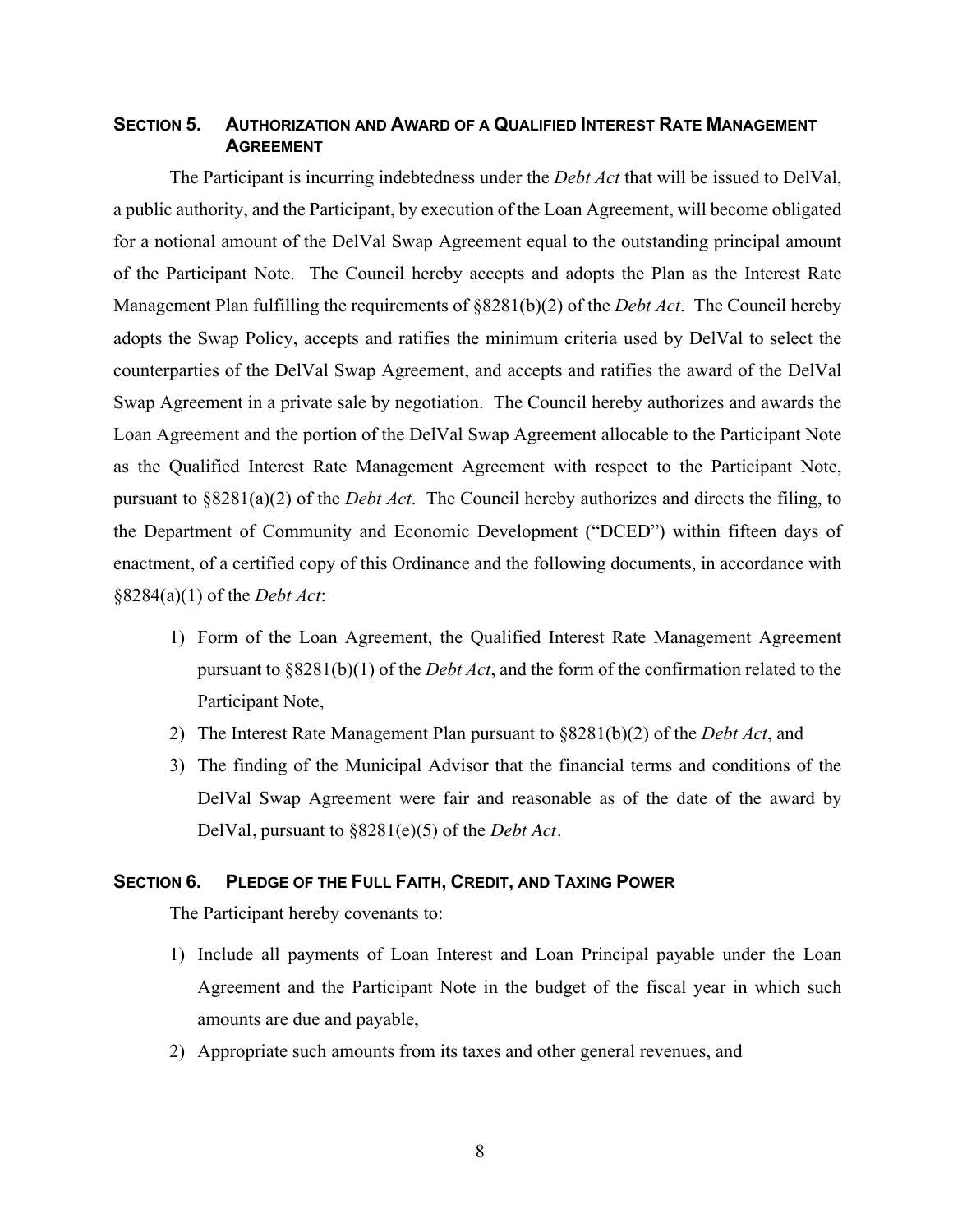## SECTION 5. AUTHORIZATION AND AWARD OF A QUALIFIED INTEREST RATE MANAGEMENT AGREEMENT

The Participant is incurring indebtedness under the *Debt Act* that will be issued to DelVal, a public authority, and the Participant, by execution of the Loan Agreement, will become obligated for a notional amount of the DelVal Swap Agreement equal to the outstanding principal amount of the Participant Note. The Council hereby accepts and adopts the Plan as the Interest Rate Management Plan fulfilling the requirements of §8281(b)(2) of the *Debt Act*. The Council hereby adopts the Swap Policy, accepts and ratifies the minimum criteria used by DelVal to select the counterparties of the DelVal Swap Agreement, and accepts and ratifies the award of the DelVal Swap Agreement in a private sale by negotiation. The Council hereby authorizes and awards the Loan Agreement and the portion of the DelVal Swap Agreement allocable to the Participant Note as the Qualified Interest Rate Management Agreement with respect to the Participant Note, pursuant to §8281(a)(2) of the *Debt Act*. The Council hereby authorizes and directs the filing, to the Department of Community and Economic Development ("DCED") within fifteen days of enactment, of a certified copy of this Ordinance and the following documents, in accordance with §8284(a)(1) of the *Debt Act*:

1) Form of the Loan Agreement, the Qualified Interest Rate Management Agreement pursuant to §8281(b)(1) of the *Debt Act*, and the form of the confirmation related to the Participant Note,
2) The Interest Rate Management Plan pursuant to §8281(b)(2) of the *Debt Act*, and
3) The finding of the Municipal Advisor that the financial terms and conditions of the DelVal Swap Agreement were fair and reasonable as of the date of the award by DelVal, pursuant to §8281(e)(5) of the *Debt Act*.

## SECTION 6. PLEDGE OF THE FULL FAITH, CREDIT, AND TAXING POWER

The Participant hereby covenants to:

1) Include all payments of Loan Interest and Loan Principal payable under the Loan Agreement and the Participant Note in the budget of the fiscal year in which such amounts are due and payable,
2) Appropriate such amounts from its taxes and other general revenues, and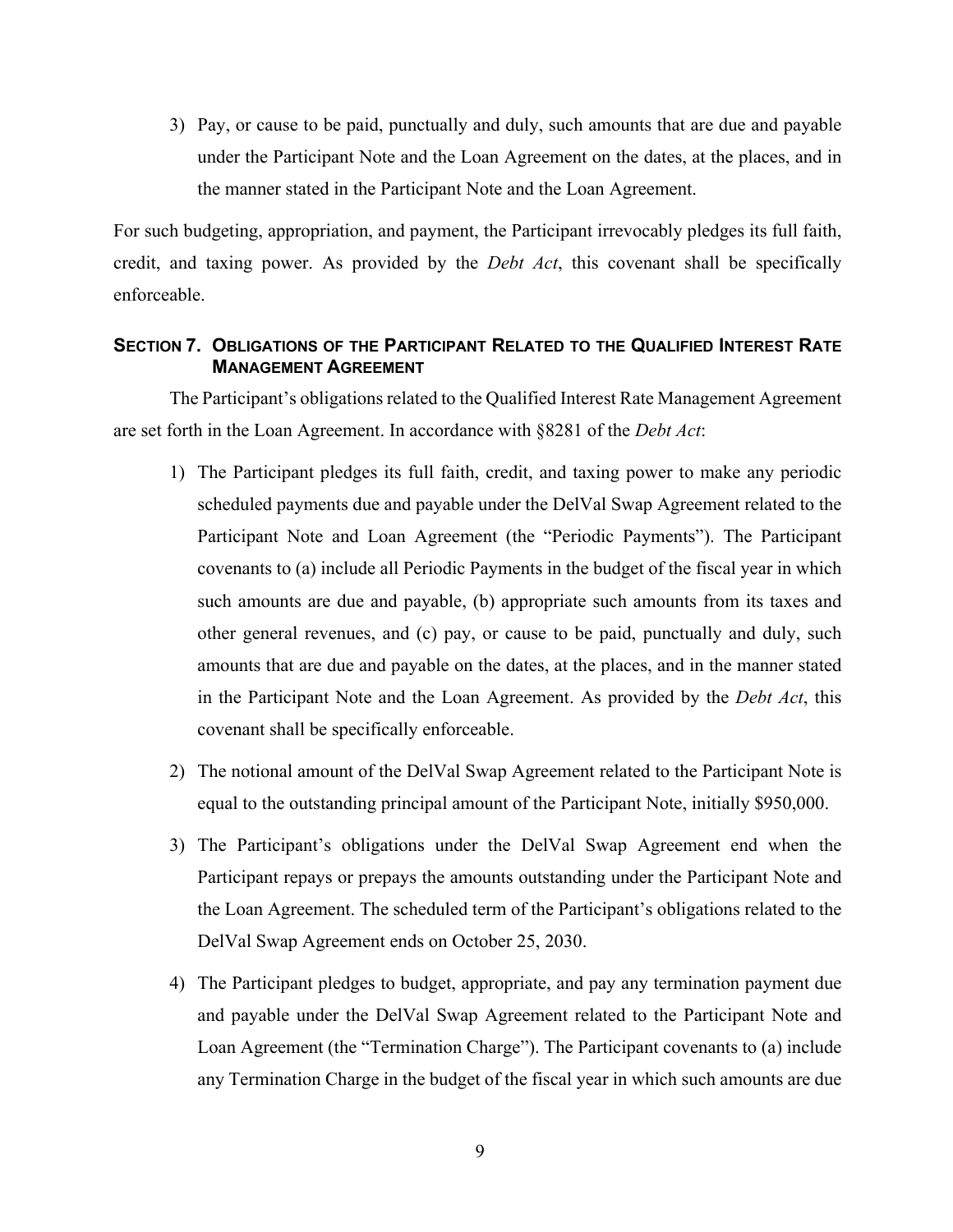3) Pay, or cause to be paid, punctually and duly, such amounts that are due and payable under the Participant Note and the Loan Agreement on the dates, at the places, and in the manner stated in the Participant Note and the Loan Agreement.

For such budgeting, appropriation, and payment, the Participant irrevocably pledges its full faith, credit, and taxing power. As provided by the *Debt Act*, this covenant shall be specifically enforceable.

### SECTION 7. OBLIGATIONS OF THE PARTICIPANT RELATED TO THE QUALIFIED INTEREST RATE MANAGEMENT AGREEMENT

The Participant's obligations related to the Qualified Interest Rate Management Agreement are set forth in the Loan Agreement. In accordance with §8281 of the *Debt Act*:

1) The Participant pledges its full faith, credit, and taxing power to make any periodic scheduled payments due and payable under the DelVal Swap Agreement related to the Participant Note and Loan Agreement (the "Periodic Payments"). The Participant covenants to (a) include all Periodic Payments in the budget of the fiscal year in which such amounts are due and payable, (b) appropriate such amounts from its taxes and other general revenues, and (c) pay, or cause to be paid, punctually and duly, such amounts that are due and payable on the dates, at the places, and in the manner stated in the Participant Note and the Loan Agreement. As provided by the *Debt Act*, this covenant shall be specifically enforceable.

2) The notional amount of the DelVal Swap Agreement related to the Participant Note is equal to the outstanding principal amount of the Participant Note, initially $950,000.

3) The Participant's obligations under the DelVal Swap Agreement end when the Participant repays or prepays the amounts outstanding under the Participant Note and the Loan Agreement. The scheduled term of the Participant's obligations related to the DelVal Swap Agreement ends on October 25, 2030.

4) The Participant pledges to budget, appropriate, and pay any termination payment due and payable under the DelVal Swap Agreement related to the Participant Note and Loan Agreement (the "Termination Charge"). The Participant covenants to (a) include any Termination Charge in the budget of the fiscal year in which such amounts are due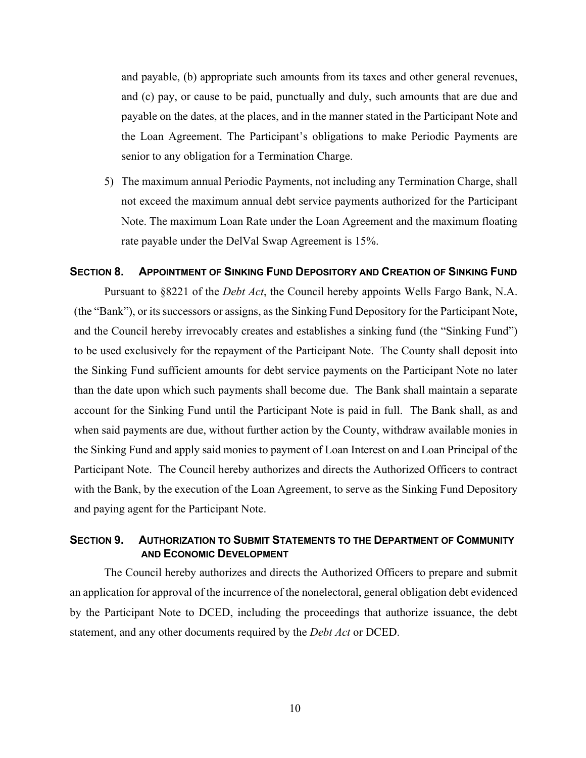and payable, (b) appropriate such amounts from its taxes and other general revenues, and (c) pay, or cause to be paid, punctually and duly, such amounts that are due and payable on the dates, at the places, and in the manner stated in the Participant Note and the Loan Agreement. The Participant's obligations to make Periodic Payments are senior to any obligation for a Termination Charge.

5) The maximum annual Periodic Payments, not including any Termination Charge, shall not exceed the maximum annual debt service payments authorized for the Participant Note. The maximum Loan Rate under the Loan Agreement and the maximum floating rate payable under the DelVal Swap Agreement is 15%.

## SECTION 8. APPOINTMENT OF SINKING FUND DEPOSITORY AND CREATION OF SINKING FUND

Pursuant to §8221 of the *Debt Act*, the Council hereby appoints Wells Fargo Bank, N.A. (the "Bank"), or its successors or assigns, as the Sinking Fund Depository for the Participant Note, and the Council hereby irrevocably creates and establishes a sinking fund (the "Sinking Fund") to be used exclusively for the repayment of the Participant Note. The County shall deposit into the Sinking Fund sufficient amounts for debt service payments on the Participant Note no later than the date upon which such payments shall become due. The Bank shall maintain a separate account for the Sinking Fund until the Participant Note is paid in full. The Bank shall, as and when said payments are due, without further action by the County, withdraw available monies in the Sinking Fund and apply said monies to payment of Loan Interest on and Loan Principal of the Participant Note. The Council hereby authorizes and directs the Authorized Officers to contract with the Bank, by the execution of the Loan Agreement, to serve as the Sinking Fund Depository and paying agent for the Participant Note.

## SECTION 9. AUTHORIZATION TO SUBMIT STATEMENTS TO THE DEPARTMENT OF COMMUNITY AND ECONOMIC DEVELOPMENT

The Council hereby authorizes and directs the Authorized Officers to prepare and submit an application for approval of the incurrence of the nonelectoral, general obligation debt evidenced by the Participant Note to DCED, including the proceedings that authorize issuance, the debt statement, and any other documents required by the *Debt Act* or DCED.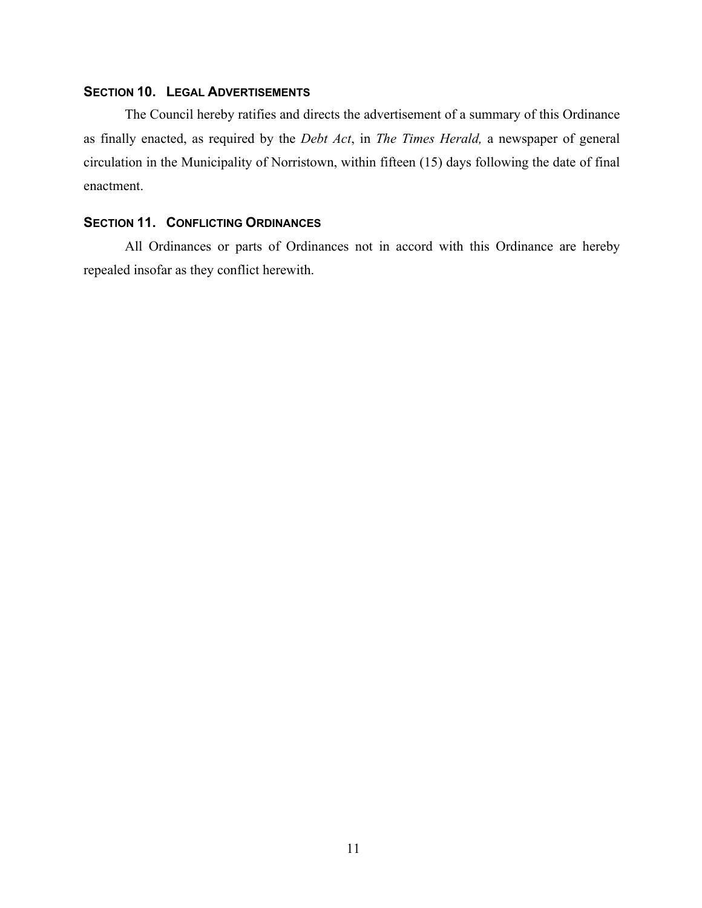### SECTION 10. LEGAL ADVERTISEMENTS

The Council hereby ratifies and directs the advertisement of a summary of this Ordinance as finally enacted, as required by the *Debt Act*, in *The Times Herald,* a newspaper of general circulation in the Municipality of Norristown, within fifteen (15) days following the date of final enactment.

### SECTION 11. CONFLICTING ORDINANCES

All Ordinances or parts of Ordinances not in accord with this Ordinance are hereby repealed insofar as they conflict herewith.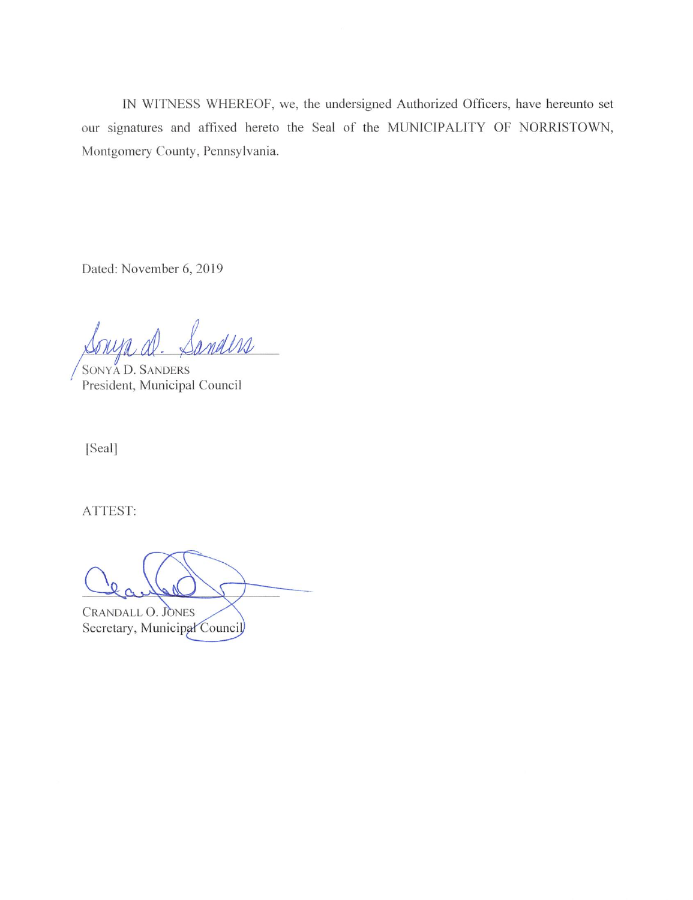IN WITNESS WHEREOF, we, the undersigned Authorized Officers, have hereunto set our signatures and affixed hereto the Seal of the MUNICIPALITY OF NORRISTOWN, Montgomery County, Pennsylvania.

Dated: November 6, 2019

SONYA D. SANDERS
President, Municipal Council

[Seal]

ATTEST:

CRANDALL O. JONES
Secretary, Municipal Council